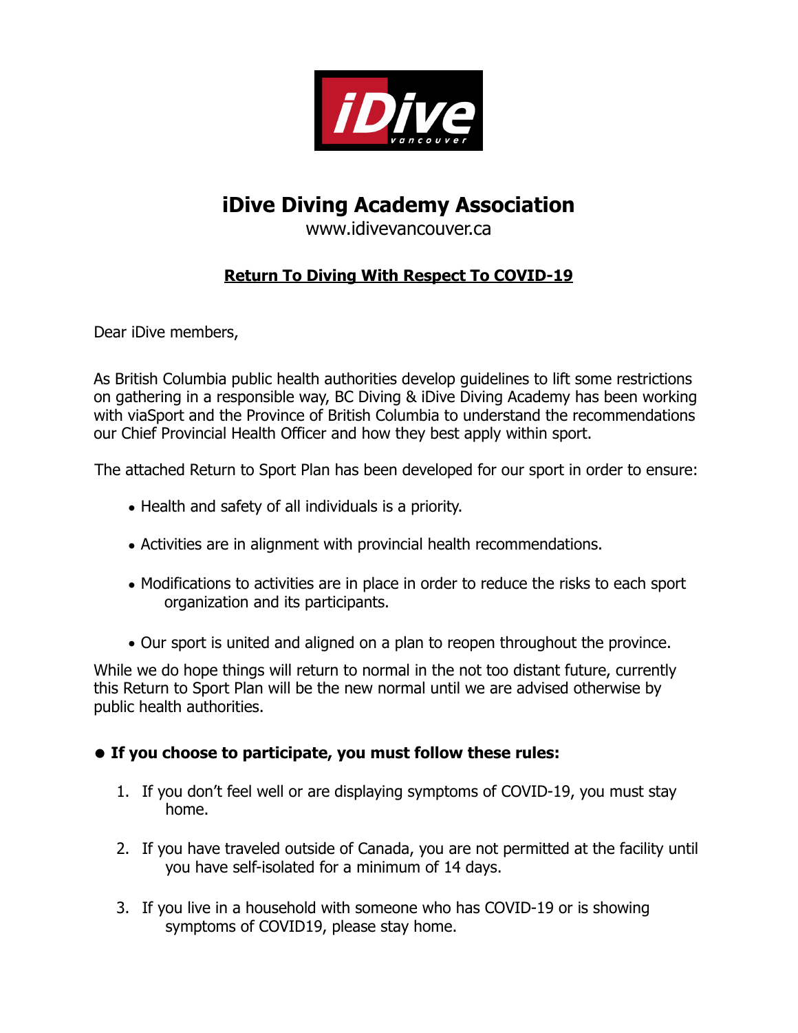# iDive Diving Academy Association

www.idivevancouver.ca

## **Return To Diving With Respect To COVID-19**

Dear iDive members,

As British Columbia public health authorities develop guidelines to lift some restrictions on gathering in a responsible way, BC Diving & iDive Diving Academy has been working with viaSport and the Province of British Columbia to understand the recommendations our Chief Provincial Health Officer and how they best apply within sport.

The attached Return to Sport Plan has been developed for our sport in order to ensure:

- Health and safety of all individuals is a priority.
- Activities are in alignment with provincial health recommendations.
- Modifications to activities are in place in order to reduce the risks to each sport organization and its participants.
- Our sport is united and aligned on a plan to reopen throughout the province.

While we do hope things will return to normal in the not too distant future, currently this Return to Sport Plan will be the new normal until we are advised otherwise by public health authorities.

- **If you choose to participate, you must follow these rules:**

1. If you don't feel well or are displaying symptoms of COVID-19, you must stay home.
2. If you have traveled outside of Canada, you are not permitted at the facility until you have self-isolated for a minimum of 14 days.
3. If you live in a household with someone who has COVID-19 or is showing symptoms of COVID19, please stay home.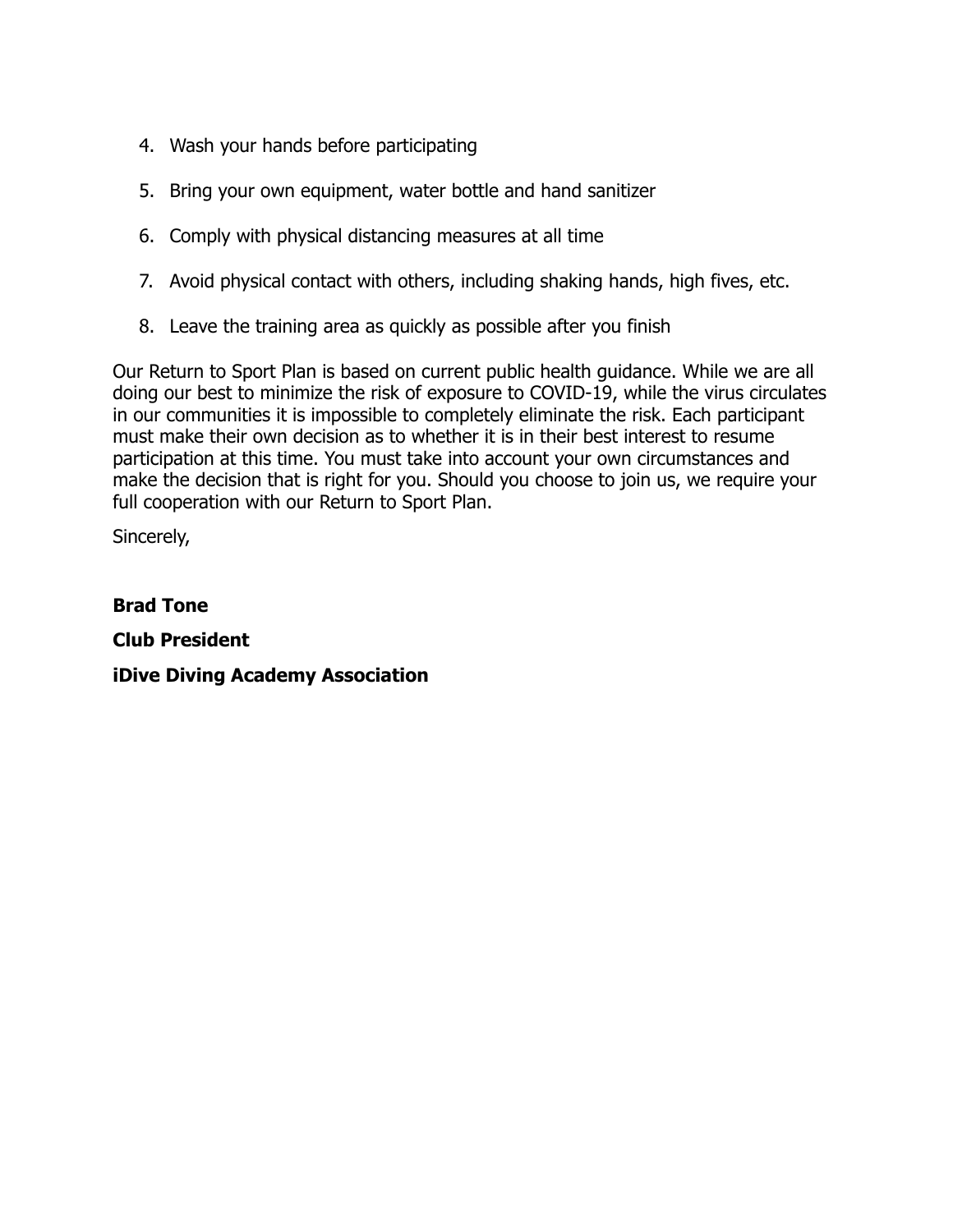4. Wash your hands before participating

5. Bring your own equipment, water bottle and hand sanitizer

6. Comply with physical distancing measures at all time

7. Avoid physical contact with others, including shaking hands, high fives, etc.

8. Leave the training area as quickly as possible after you finish

Our Return to Sport Plan is based on current public health guidance. While we are all doing our best to minimize the risk of exposure to COVID-19, while the virus circulates in our communities it is impossible to completely eliminate the risk. Each participant must make their own decision as to whether it is in their best interest to resume participation at this time. You must take into account your own circumstances and make the decision that is right for you. Should you choose to join us, we require your full cooperation with our Return to Sport Plan.

Sincerely,

**Brad Tone**

**Club President**

**iDive Diving Academy Association**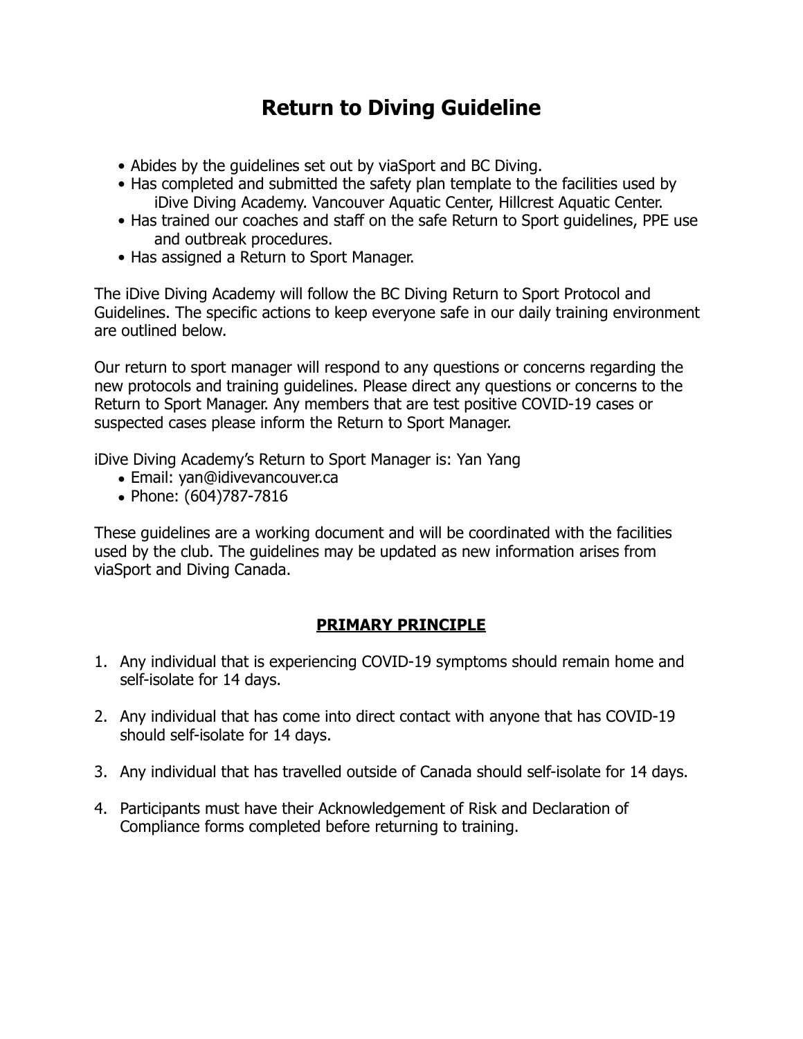# Return to Diving Guideline

- Abides by the guidelines set out by viaSport and BC Diving.
- Has completed and submitted the safety plan template to the facilities used by iDive Diving Academy. Vancouver Aquatic Center, Hillcrest Aquatic Center.
- Has trained our coaches and staff on the safe Return to Sport guidelines, PPE use and outbreak procedures.
- Has assigned a Return to Sport Manager.

The iDive Diving Academy will follow the BC Diving Return to Sport Protocol and Guidelines. The specific actions to keep everyone safe in our daily training environment are outlined below.

Our return to sport manager will respond to any questions or concerns regarding the new protocols and training guidelines. Please direct any questions or concerns to the Return to Sport Manager. Any members that are test positive COVID-19 cases or suspected cases please inform the Return to Sport Manager.

iDive Diving Academy's Return to Sport Manager is: Yan Yang

- Email: yan@idivevancouver.ca
- Phone: (604)787-7816

These guidelines are a working document and will be coordinated with the facilities used by the club. The guidelines may be updated as new information arises from viaSport and Diving Canada.

## PRIMARY PRINCIPLE

1. Any individual that is experiencing COVID-19 symptoms should remain home and self-isolate for 14 days.

2. Any individual that has come into direct contact with anyone that has COVID-19 should self-isolate for 14 days.

3. Any individual that has travelled outside of Canada should self-isolate for 14 days.

4. Participants must have their Acknowledgement of Risk and Declaration of Compliance forms completed before returning to training.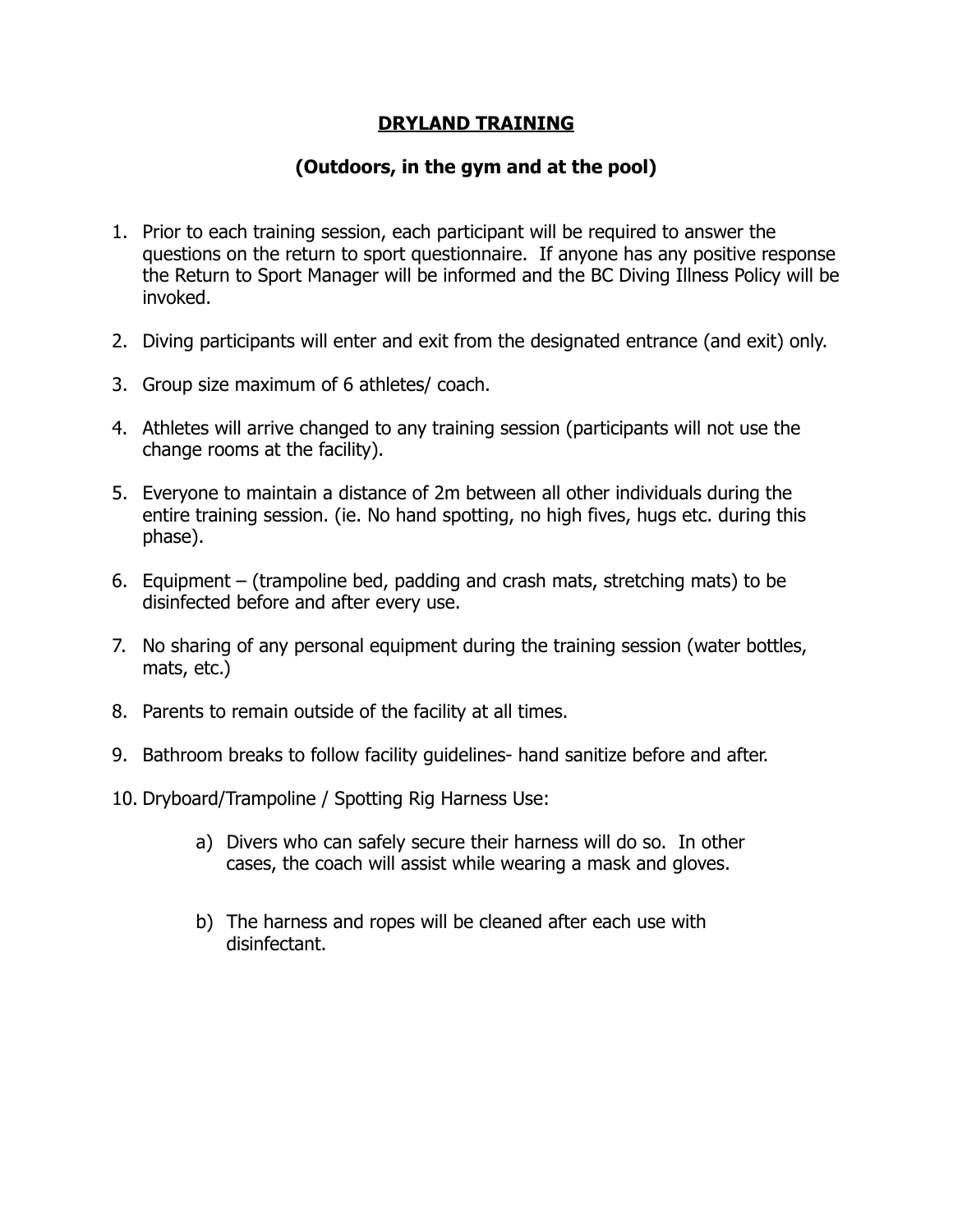## DRYLAND TRAINING

### (Outdoors, in the gym and at the pool)

1. Prior to each training session, each participant will be required to answer the questions on the return to sport questionnaire. If anyone has any positive response the Return to Sport Manager will be informed and the BC Diving Illness Policy will be invoked.

2. Diving participants will enter and exit from the designated entrance (and exit) only.

3. Group size maximum of 6 athletes/ coach.

4. Athletes will arrive changed to any training session (participants will not use the change rooms at the facility).

5. Everyone to maintain a distance of 2m between all other individuals during the entire training session. (ie. No hand spotting, no high fives, hugs etc. during this phase).

6. Equipment – (trampoline bed, padding and crash mats, stretching mats) to be disinfected before and after every use.

7. No sharing of any personal equipment during the training session (water bottles, mats, etc.)

8. Parents to remain outside of the facility at all times.

9. Bathroom breaks to follow facility guidelines- hand sanitize before and after.

10. Dryboard/Trampoline / Spotting Rig Harness Use:

    a) Divers who can safely secure their harness will do so. In other cases, the coach will assist while wearing a mask and gloves.

    b) The harness and ropes will be cleaned after each use with disinfectant.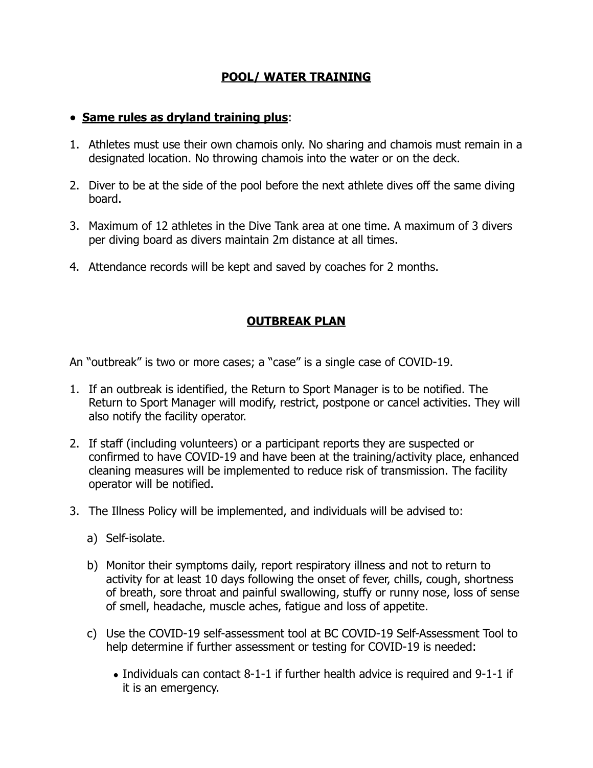## **POOL/ WATER TRAINING**

- **Same rules as dryland training plus**:

1. Athletes must use their own chamois only. No sharing and chamois must remain in a designated location. No throwing chamois into the water or on the deck.

2. Diver to be at the side of the pool before the next athlete dives off the same diving board.

3. Maximum of 12 athletes in the Dive Tank area at one time. A maximum of 3 divers per diving board as divers maintain 2m distance at all times.

4. Attendance records will be kept and saved by coaches for 2 months.

## **OUTBREAK PLAN**

An "outbreak" is two or more cases; a "case" is a single case of COVID-19.

1. If an outbreak is identified, the Return to Sport Manager is to be notified. The Return to Sport Manager will modify, restrict, postpone or cancel activities. They will also notify the facility operator.

2. If staff (including volunteers) or a participant reports they are suspected or confirmed to have COVID-19 and have been at the training/activity place, enhanced cleaning measures will be implemented to reduce risk of transmission. The facility operator will be notified.

3. The Illness Policy will be implemented, and individuals will be advised to:

   a) Self-isolate.

   b) Monitor their symptoms daily, report respiratory illness and not to return to activity for at least 10 days following the onset of fever, chills, cough, shortness of breath, sore throat and painful swallowing, stuffy or runny nose, loss of sense of smell, headache, muscle aches, fatigue and loss of appetite.

   c) Use the COVID-19 self-assessment tool at BC COVID-19 Self-Assessment Tool to help determine if further assessment or testing for COVID-19 is needed:

      - Individuals can contact 8-1-1 if further health advice is required and 9-1-1 if it is an emergency.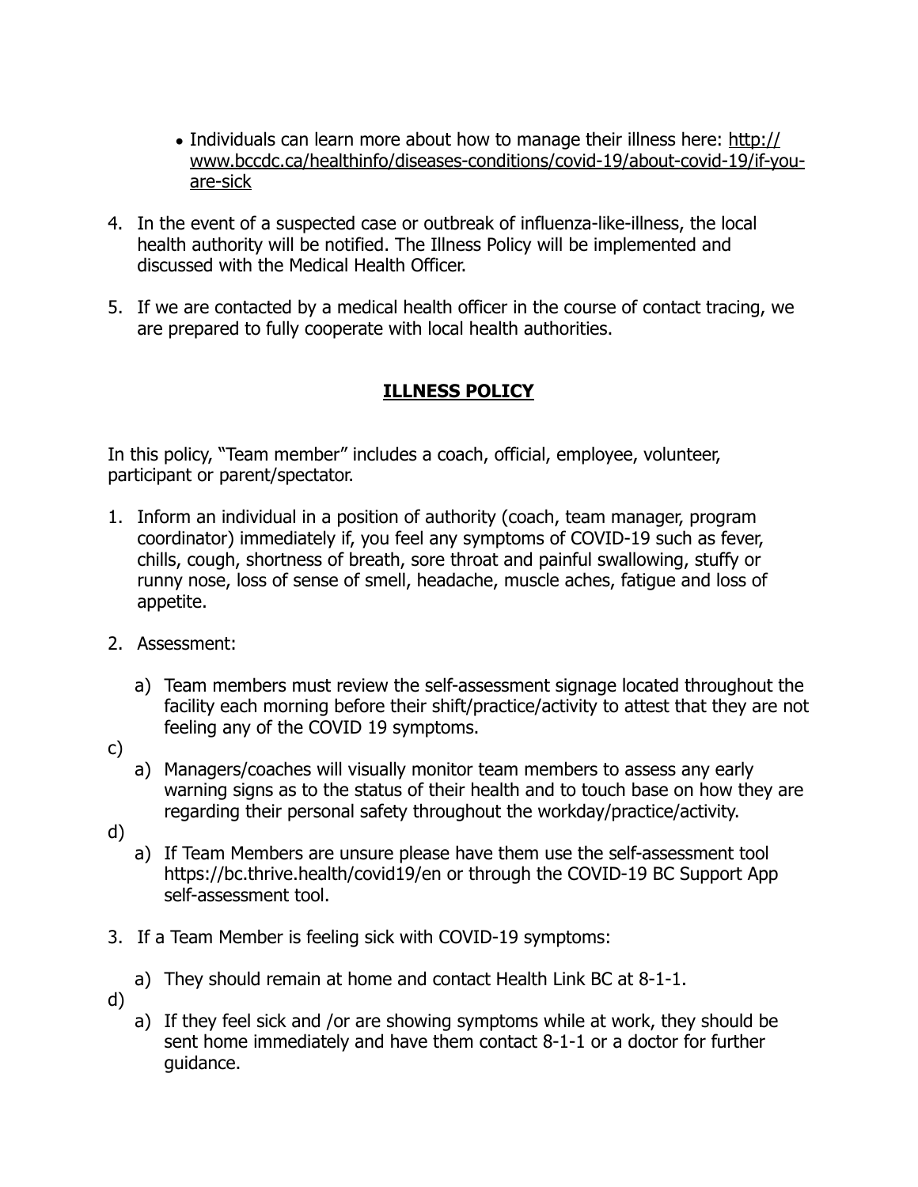- Individuals can learn more about how to manage their illness here: http://www.bccdc.ca/healthinfo/diseases-conditions/covid-19/about-covid-19/if-you-are-sick

4. In the event of a suspected case or outbreak of influenza-like-illness, the local health authority will be notified. The Illness Policy will be implemented and discussed with the Medical Health Officer.

5. If we are contacted by a medical health officer in the course of contact tracing, we are prepared to fully cooperate with local health authorities.

## ILLNESS POLICY

In this policy, "Team member" includes a coach, official, employee, volunteer, participant or parent/spectator.

1. Inform an individual in a position of authority (coach, team manager, program coordinator) immediately if, you feel any symptoms of COVID-19 such as fever, chills, cough, shortness of breath, sore throat and painful swallowing, stuffy or runny nose, loss of sense of smell, headache, muscle aches, fatigue and loss of appetite.

2. Assessment:

   a) Team members must review the self-assessment signage located throughout the facility each morning before their shift/practice/activity to attest that they are not feeling any of the COVID 19 symptoms.

c)

   a) Managers/coaches will visually monitor team members to assess any early warning signs as to the status of their health and to touch base on how they are regarding their personal safety throughout the workday/practice/activity.

d)

   a) If Team Members are unsure please have them use the self-assessment tool https://bc.thrive.health/covid19/en or through the COVID-19 BC Support App self-assessment tool.

3. If a Team Member is feeling sick with COVID-19 symptoms:

   a) They should remain at home and contact Health Link BC at 8-1-1.

d)

   a) If they feel sick and /or are showing symptoms while at work, they should be sent home immediately and have them contact 8-1-1 or a doctor for further guidance.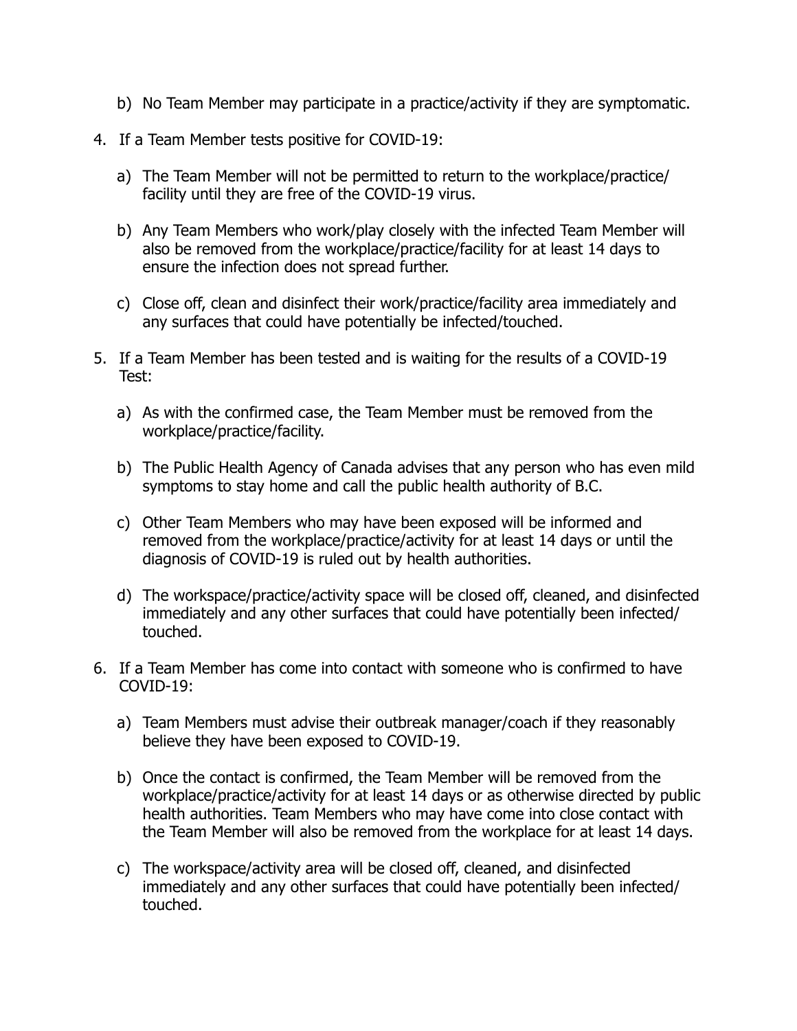b) No Team Member may participate in a practice/activity if they are symptomatic.

4. If a Team Member tests positive for COVID-19:

   a) The Team Member will not be permitted to return to the workplace/practice/facility until they are free of the COVID-19 virus.

   b) Any Team Members who work/play closely with the infected Team Member will also be removed from the workplace/practice/facility for at least 14 days to ensure the infection does not spread further.

   c) Close off, clean and disinfect their work/practice/facility area immediately and any surfaces that could have potentially be infected/touched.

5. If a Team Member has been tested and is waiting for the results of a COVID-19 Test:

   a) As with the confirmed case, the Team Member must be removed from the workplace/practice/facility.

   b) The Public Health Agency of Canada advises that any person who has even mild symptoms to stay home and call the public health authority of B.C.

   c) Other Team Members who may have been exposed will be informed and removed from the workplace/practice/activity for at least 14 days or until the diagnosis of COVID-19 is ruled out by health authorities.

   d) The workspace/practice/activity space will be closed off, cleaned, and disinfected immediately and any other surfaces that could have potentially been infected/touched.

6. If a Team Member has come into contact with someone who is confirmed to have COVID-19:

   a) Team Members must advise their outbreak manager/coach if they reasonably believe they have been exposed to COVID-19.

   b) Once the contact is confirmed, the Team Member will be removed from the workplace/practice/activity for at least 14 days or as otherwise directed by public health authorities. Team Members who may have come into close contact with the Team Member will also be removed from the workplace for at least 14 days.

   c) The workspace/activity area will be closed off, cleaned, and disinfected immediately and any other surfaces that could have potentially been infected/touched.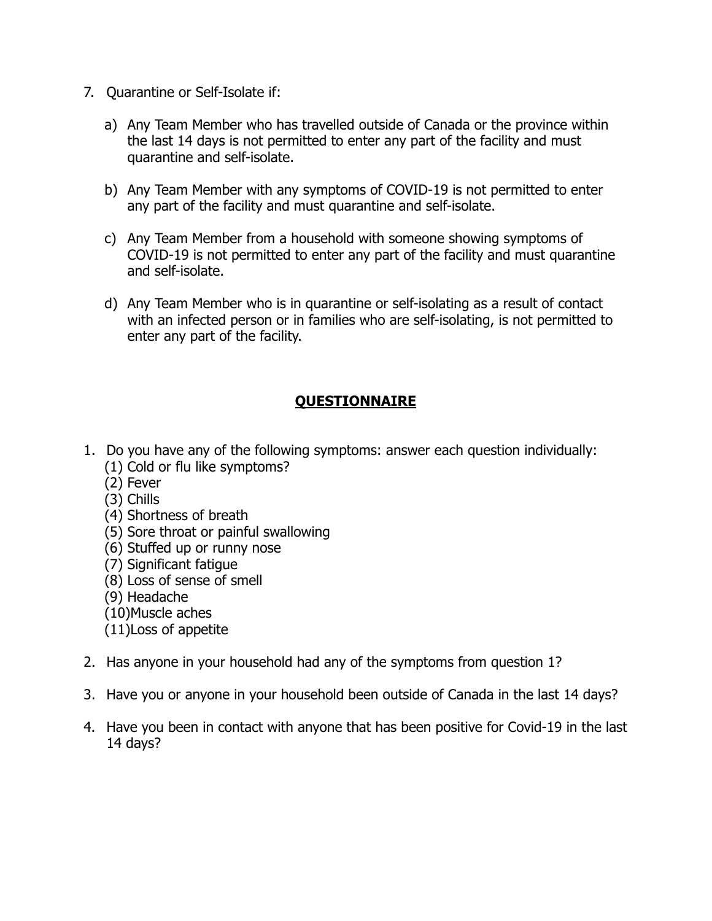7. Quarantine or Self-Isolate if:

   a) Any Team Member who has travelled outside of Canada or the province within the last 14 days is not permitted to enter any part of the facility and must quarantine and self-isolate.

   b) Any Team Member with any symptoms of COVID-19 is not permitted to enter any part of the facility and must quarantine and self-isolate.

   c) Any Team Member from a household with someone showing symptoms of COVID-19 is not permitted to enter any part of the facility and must quarantine and self-isolate.

   d) Any Team Member who is in quarantine or self-isolating as a result of contact with an infected person or in families who are self-isolating, is not permitted to enter any part of the facility.

## **QUESTIONNAIRE**

1. Do you have any of the following symptoms: answer each question individually:
   (1) Cold or flu like symptoms?
   (2) Fever
   (3) Chills
   (4) Shortness of breath
   (5) Sore throat or painful swallowing
   (6) Stuffed up or runny nose
   (7) Significant fatigue
   (8) Loss of sense of smell
   (9) Headache
   (10)Muscle aches
   (11)Loss of appetite

2. Has anyone in your household had any of the symptoms from question 1?

3. Have you or anyone in your household been outside of Canada in the last 14 days?

4. Have you been in contact with anyone that has been positive for Covid-19 in the last 14 days?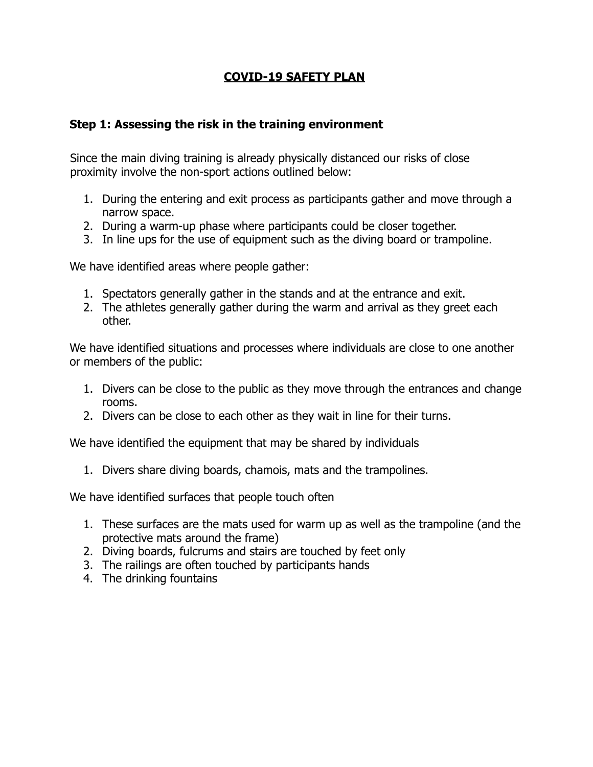# **COVID-19 SAFETY PLAN**

## **Step 1: Assessing the risk in the training environment**

Since the main diving training is already physically distanced our risks of close proximity involve the non-sport actions outlined below:

1. During the entering and exit process as participants gather and move through a narrow space.
2. During a warm-up phase where participants could be closer together.
3. In line ups for the use of equipment such as the diving board or trampoline.

We have identified areas where people gather:

1. Spectators generally gather in the stands and at the entrance and exit.
2. The athletes generally gather during the warm and arrival as they greet each other.

We have identified situations and processes where individuals are close to one another or members of the public:

1. Divers can be close to the public as they move through the entrances and change rooms.
2. Divers can be close to each other as they wait in line for their turns.

We have identified the equipment that may be shared by individuals

1. Divers share diving boards, chamois, mats and the trampolines.

We have identified surfaces that people touch often

1. These surfaces are the mats used for warm up as well as the trampoline (and the protective mats around the frame)
2. Diving boards, fulcrums and stairs are touched by feet only
3. The railings are often touched by participants hands
4. The drinking fountains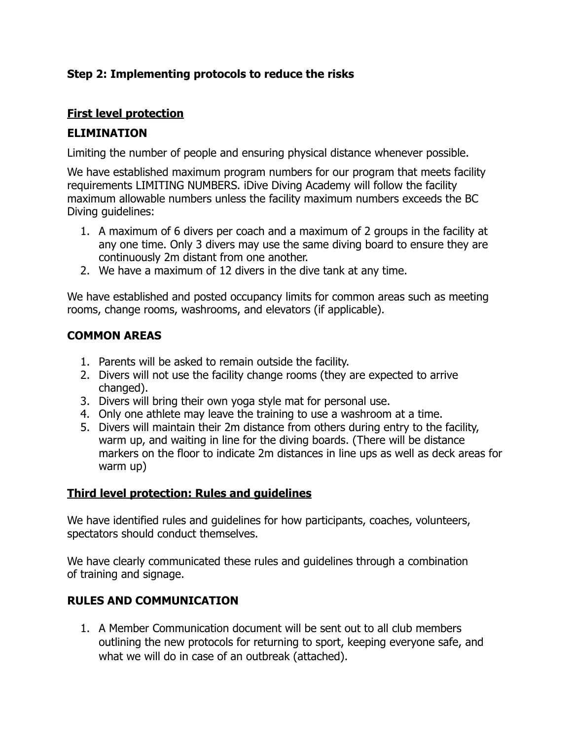**Step 2: Implementing protocols to reduce the risks**

**First level protection**

**ELIMINATION**

Limiting the number of people and ensuring physical distance whenever possible.

We have established maximum program numbers for our program that meets facility requirements LIMITING NUMBERS. iDive Diving Academy will follow the facility maximum allowable numbers unless the facility maximum numbers exceeds the BC Diving guidelines:

1. A maximum of 6 divers per coach and a maximum of 2 groups in the facility at any one time. Only 3 divers may use the same diving board to ensure they are continuously 2m distant from one another.
2. We have a maximum of 12 divers in the dive tank at any time.

We have established and posted occupancy limits for common areas such as meeting rooms, change rooms, washrooms, and elevators (if applicable).

**COMMON AREAS**

1. Parents will be asked to remain outside the facility.
2. Divers will not use the facility change rooms (they are expected to arrive changed).
3. Divers will bring their own yoga style mat for personal use.
4. Only one athlete may leave the training to use a washroom at a time.
5. Divers will maintain their 2m distance from others during entry to the facility, warm up, and waiting in line for the diving boards. (There will be distance markers on the floor to indicate 2m distances in line ups as well as deck areas for warm up)

**Third level protection: Rules and guidelines**

We have identified rules and guidelines for how participants, coaches, volunteers, spectators should conduct themselves.

We have clearly communicated these rules and guidelines through a combination of training and signage.

**RULES AND COMMUNICATION**

1. A Member Communication document will be sent out to all club members outlining the new protocols for returning to sport, keeping everyone safe, and what we will do in case of an outbreak (attached).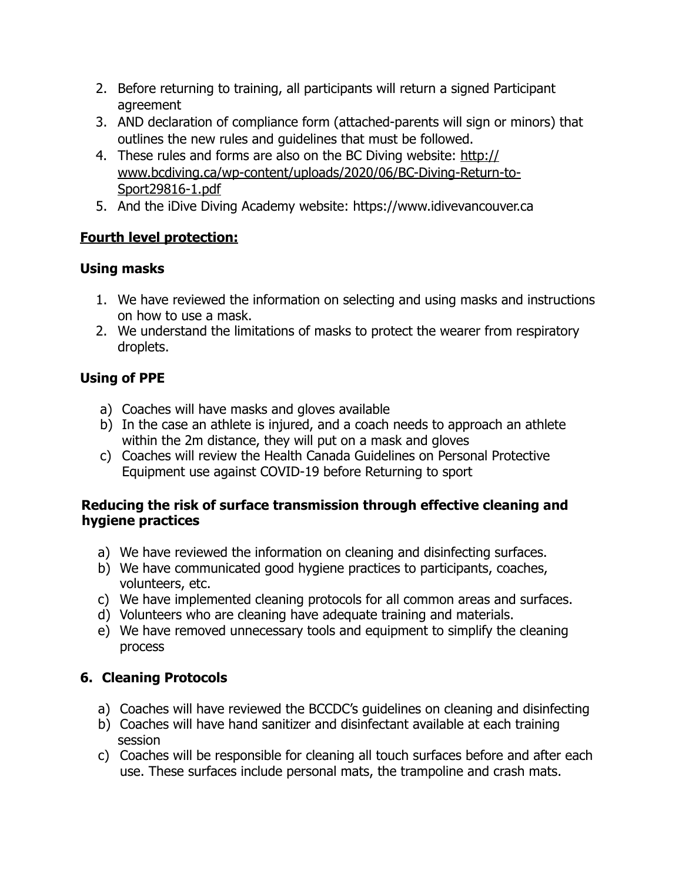2. Before returning to training, all participants will return a signed Participant agreement
3. AND declaration of compliance form (attached-parents will sign or minors) that outlines the new rules and guidelines that must be followed.
4. These rules and forms are also on the BC Diving website: [http://www.bcdiving.ca/wp-content/uploads/2020/06/BC-Diving-Return-to-Sport29816-1.pdf](http://www.bcdiving.ca/wp-content/uploads/2020/06/BC-Diving-Return-to-Sport29816-1.pdf)
5. And the iDive Diving Academy website: https://www.idivevancouver.ca

**Fourth level protection:**

**Using masks**

1. We have reviewed the information on selecting and using masks and instructions on how to use a mask.
2. We understand the limitations of masks to protect the wearer from respiratory droplets.

**Using of PPE**

a) Coaches will have masks and gloves available
b) In the case an athlete is injured, and a coach needs to approach an athlete within the 2m distance, they will put on a mask and gloves
c) Coaches will review the Health Canada Guidelines on Personal Protective Equipment use against COVID-19 before Returning to sport

**Reducing the risk of surface transmission through effective cleaning and hygiene practices**

a) We have reviewed the information on cleaning and disinfecting surfaces.
b) We have communicated good hygiene practices to participants, coaches, volunteers, etc.
c) We have implemented cleaning protocols for all common areas and surfaces.
d) Volunteers who are cleaning have adequate training and materials.
e) We have removed unnecessary tools and equipment to simplify the cleaning process

**6. Cleaning Protocols**

a) Coaches will have reviewed the BCCDC's guidelines on cleaning and disinfecting
b) Coaches will have hand sanitizer and disinfectant available at each training session
c) Coaches will be responsible for cleaning all touch surfaces before and after each use. These surfaces include personal mats, the trampoline and crash mats.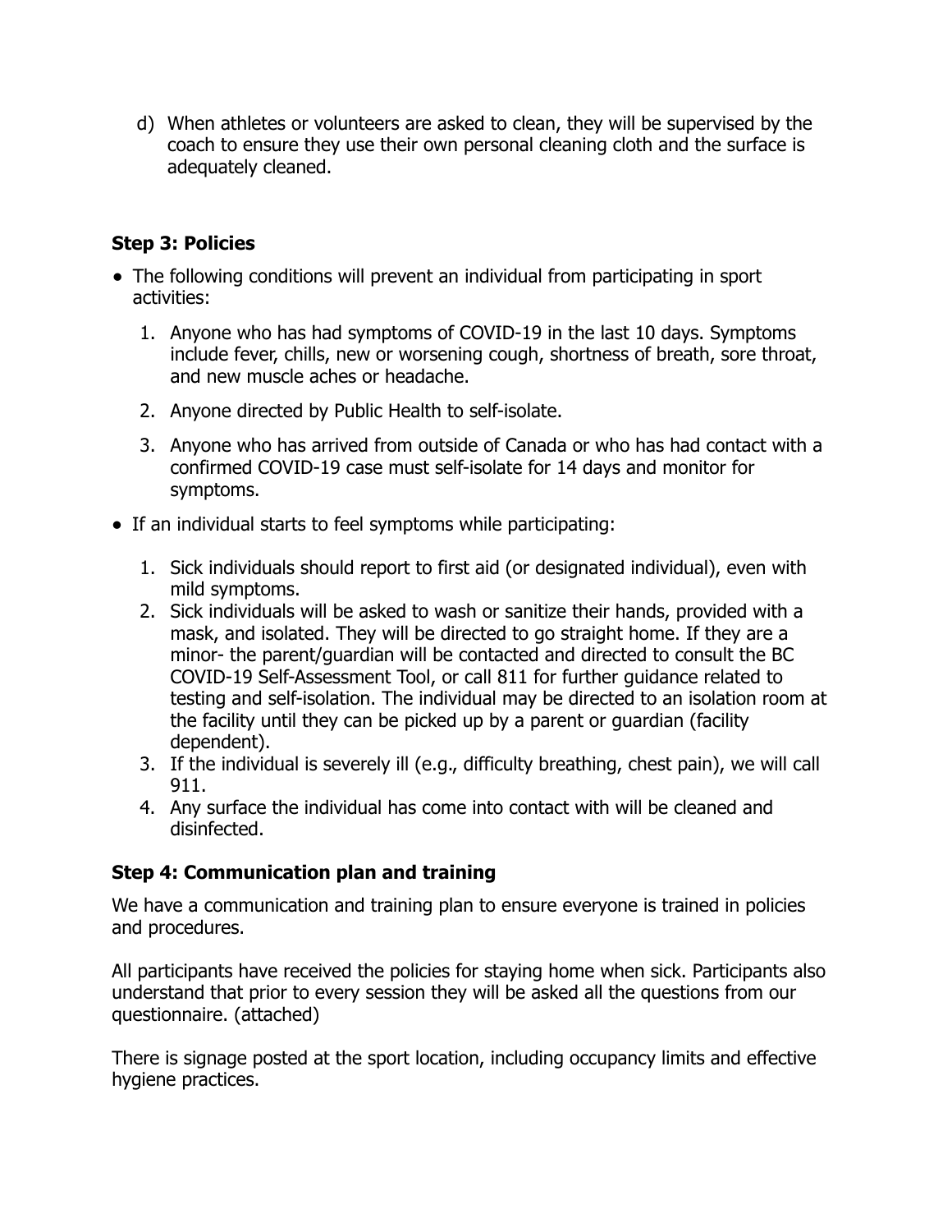d) When athletes or volunteers are asked to clean, they will be supervised by the coach to ensure they use their own personal cleaning cloth and the surface is adequately cleaned.

**Step 3: Policies**

- The following conditions will prevent an individual from participating in sport activities:
    1. Anyone who has had symptoms of COVID-19 in the last 10 days. Symptoms include fever, chills, new or worsening cough, shortness of breath, sore throat, and new muscle aches or headache.
    2. Anyone directed by Public Health to self-isolate.
    3. Anyone who has arrived from outside of Canada or who has had contact with a confirmed COVID-19 case must self-isolate for 14 days and monitor for symptoms.
- If an individual starts to feel symptoms while participating:
    1. Sick individuals should report to first aid (or designated individual), even with mild symptoms.
    2. Sick individuals will be asked to wash or sanitize their hands, provided with a mask, and isolated. They will be directed to go straight home. If they are a minor- the parent/guardian will be contacted and directed to consult the BC COVID-19 Self-Assessment Tool, or call 811 for further guidance related to testing and self-isolation. The individual may be directed to an isolation room at the facility until they can be picked up by a parent or guardian (facility dependent).
    3. If the individual is severely ill (e.g., difficulty breathing, chest pain), we will call 911.
    4. Any surface the individual has come into contact with will be cleaned and disinfected.

**Step 4: Communication plan and training**

We have a communication and training plan to ensure everyone is trained in policies and procedures.

All participants have received the policies for staying home when sick. Participants also understand that prior to every session they will be asked all the questions from our questionnaire. (attached)

There is signage posted at the sport location, including occupancy limits and effective hygiene practices.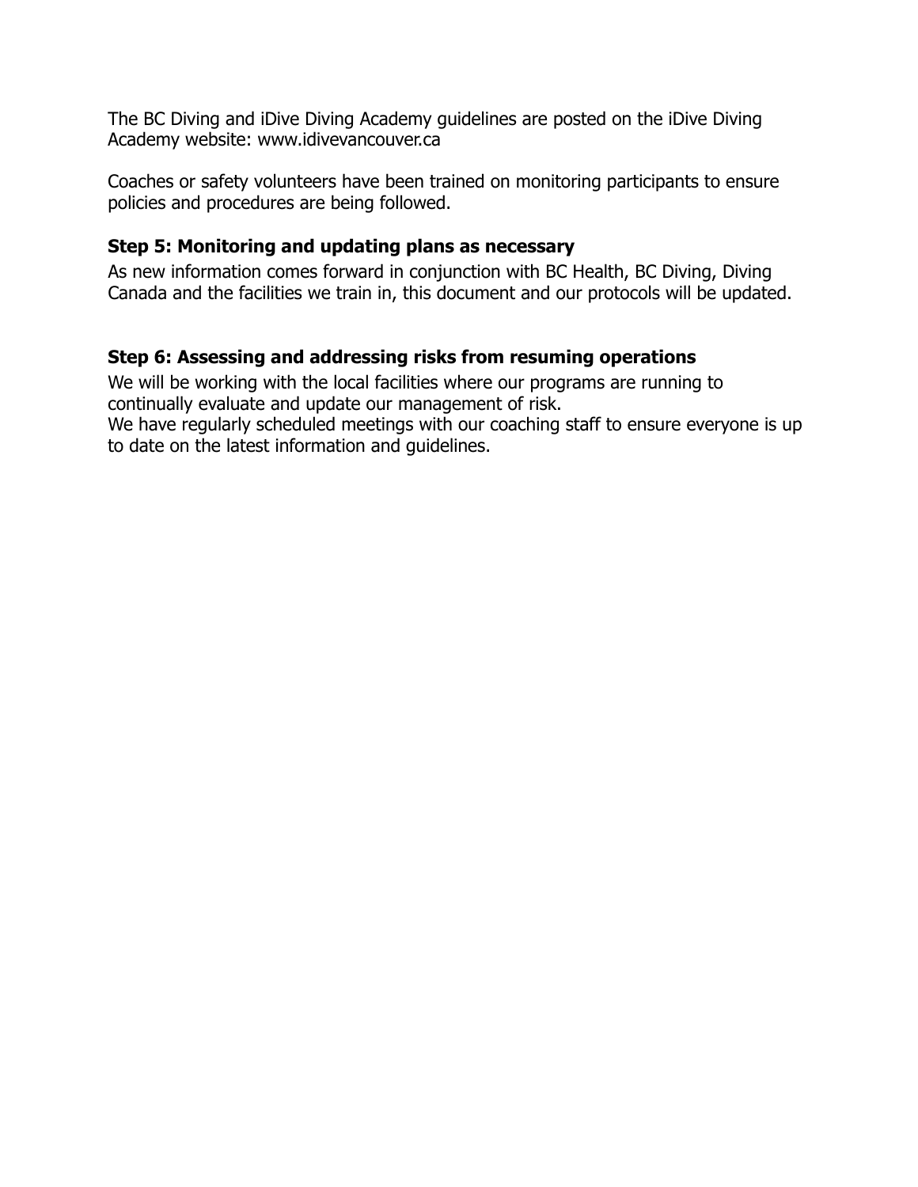The BC Diving and iDive Diving Academy guidelines are posted on the iDive Diving Academy website: www.idivevancouver.ca

Coaches or safety volunteers have been trained on monitoring participants to ensure policies and procedures are being followed.

### Step 5: Monitoring and updating plans as necessary

As new information comes forward in conjunction with BC Health, BC Diving, Diving Canada and the facilities we train in, this document and our protocols will be updated.

### Step 6: Assessing and addressing risks from resuming operations

We will be working with the local facilities where our programs are running to continually evaluate and update our management of risk.
We have regularly scheduled meetings with our coaching staff to ensure everyone is up to date on the latest information and guidelines.